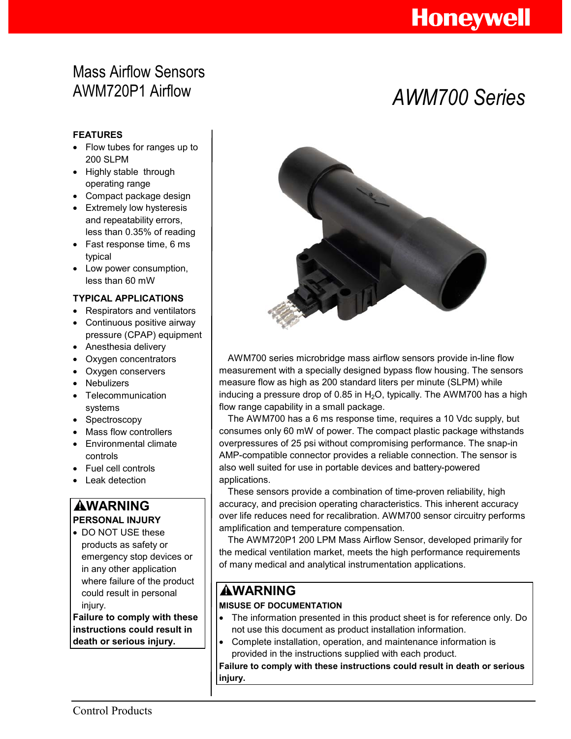Honeywell

# Mass Airflow Sensors AWM720P1 Airflow

# *AWM700 Series*

### FEATURES

- Flow tubes for ranges up to 200 SLPM
- Highly stable through operating range
- Compact package design
- Extremely low hysteresis and repeatability errors, less than 0.35% of reading
- Fast response time, 6 ms typical
- Low power consumption, less than 60 mW

### TYPICAL APPLICATIONS

- Respirators and ventilators
- Continuous positive airway pressure (CPAP) equipment
- Anesthesia delivery
- Oxygen concentrators
- Oxygen conservers
- Nebulizers
- Telecommunication systems
- Spectroscopy
- Mass flow controllers
- Environmental climate controls
- Fuel cell controls
- Leak detection

> **⚠WARNING**
>
> **PERSONAL INJURY**
>
> - DO NOT USE these products as safety or emergency stop devices or in any other application where failure of the product could result in personal injury.
>
> **Failure to comply with these instructions could result in death or serious injury.**

AWM700 series microbridge mass airflow sensors provide in-line flow measurement with a specially designed bypass flow housing. The sensors measure flow as high as 200 standard liters per minute (SLPM) while inducing a pressure drop of 0.85 in $H_2O$, typically. The AWM700 has a high flow range capability in a small package.

The AWM700 has a 6 ms response time, requires a 10 Vdc supply, but consumes only 60 mW of power. The compact plastic package withstands overpressures of 25 psi without compromising performance. The snap-in AMP-compatible connector provides a reliable connection. The sensor is also well suited for use in portable devices and battery-powered applications.

These sensors provide a combination of time-proven reliability, high accuracy, and precision operating characteristics. This inherent accuracy over life reduces need for recalibration. AWM700 sensor circuitry performs amplification and temperature compensation.

The AWM720P1 200 LPM Mass Airflow Sensor, developed primarily for the medical ventilation market, meets the high performance requirements of many medical and analytical instrumentation applications.

> **⚠WARNING**
>
> **MISUSE OF DOCUMENTATION**
>
> - The information presented in this product sheet is for reference only. Do not use this document as product installation information.
> - Complete installation, operation, and maintenance information is provided in the instructions supplied with each product.
>
> **Failure to comply with these instructions could result in death or serious injury.**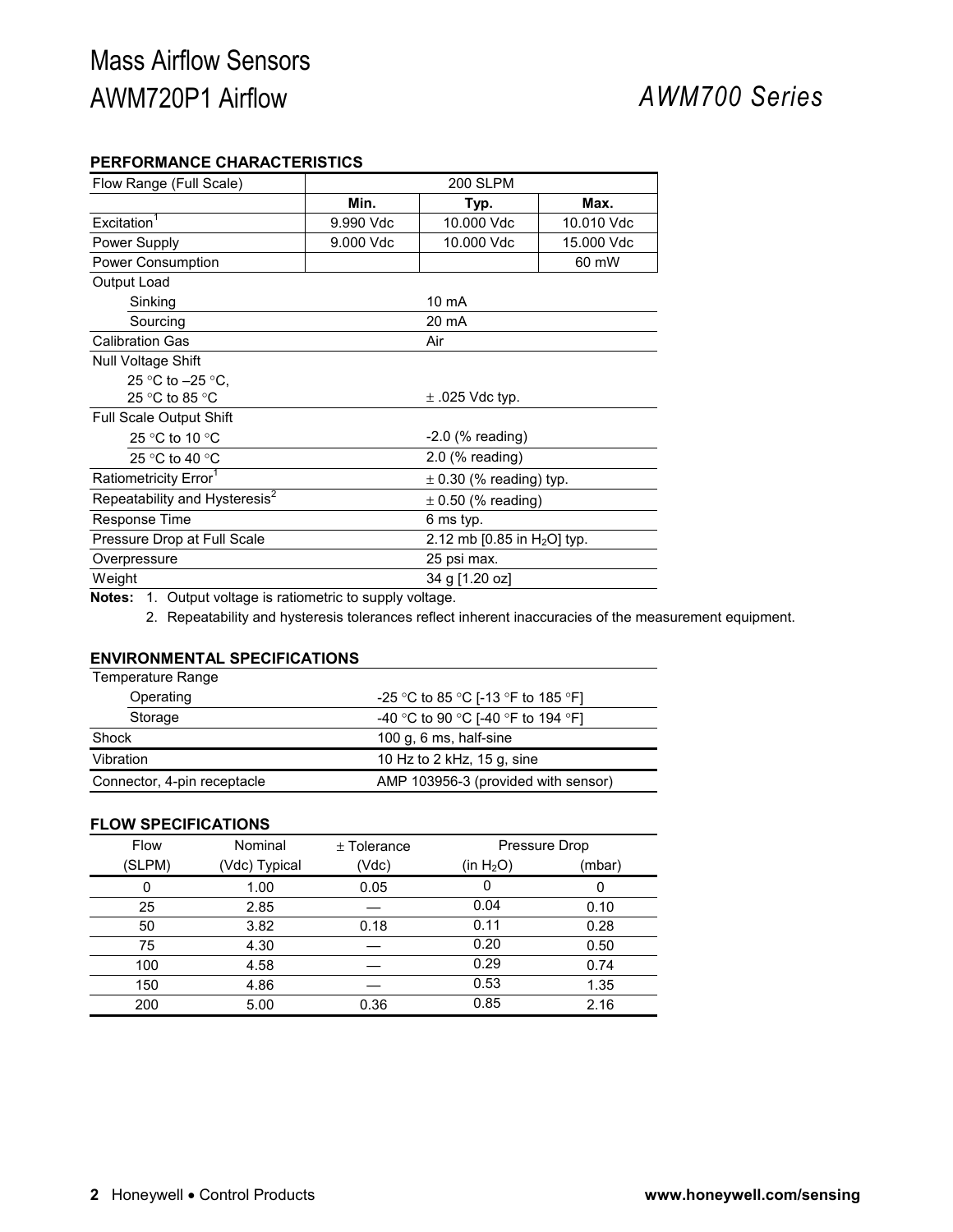# Mass Airflow Sensors
# AWM720P1 Airflow

*AWM700 Series*

### PERFORMANCE CHARACTERISTICS

| Flow Range (Full Scale) | 200 SLPM | | |
|---|---|---|---|
| | **Min.** | **Typ.** | **Max.** |
| Excitation[1] | 9.990 Vdc | 10.000 Vdc | 10.010 Vdc |
| Power Supply | 9.000 Vdc | 10.000 Vdc | 15.000 Vdc |
| Power Consumption | | | 60 mW |

| | |
|---|---|
| Output Load | |
| Sinking | 10 mA |
| Sourcing | 20 mA |
| Calibration Gas | Air |
| Null Voltage Shift | |
| 25 °C to –25 °C, 25 °C to 85 °C | ± .025 Vdc typ. |
| Full Scale Output Shift | |
| 25 °C to 10 °C | -2.0 (% reading) |
| 25 °C to 40 °C | 2.0 (% reading) |
| Ratiometricity Error[1] | ± 0.30 (% reading) typ. |
| Repeatability and Hysteresis[2] | ± 0.50 (% reading) |
| Response Time | 6 ms typ. |
| Pressure Drop at Full Scale | 2.12 mb [0.85 in $H_2O$] typ. |
| Overpressure | 25 psi max. |
| Weight | 34 g [1.20 oz] |

**Notes:** 1. Output voltage is ratiometric to supply voltage.

2. Repeatability and hysteresis tolerances reflect inherent inaccuracies of the measurement equipment.

### ENVIRONMENTAL SPECIFICATIONS

| | |
|---|---|
| Temperature Range | |
| Operating | -25 °C to 85 °C [-13 °F to 185 °F] |
| Storage | -40 °C to 90 °C [-40 °F to 194 °F] |
| Shock | 100 g, 6 ms, half-sine |
| Vibration | 10 Hz to 2 kHz, 15 g, sine |
| Connector, 4-pin receptacle | AMP 103956-3 (provided with sensor) |

### FLOW SPECIFICATIONS

| Flow | Nominal | ± Tolerance | Pressure Drop | |
|---|---|---|---|---|
| (SLPM) | (Vdc) Typical | (Vdc) | (in $H_2O$) | (mbar) |
| 0 | 1.00 | 0.05 | 0 | 0 |
| 25 | 2.85 | — | 0.04 | 0.10 |
| 50 | 3.82 | 0.18 | 0.11 | 0.28 |
| 75 | 4.30 | — | 0.20 | 0.50 |
| 100 | 4.58 | — | 0.29 | 0.74 |
| 150 | 4.86 | — | 0.53 | 1.35 |
| 200 | 5.00 | 0.36 | 0.85 | 2.16 |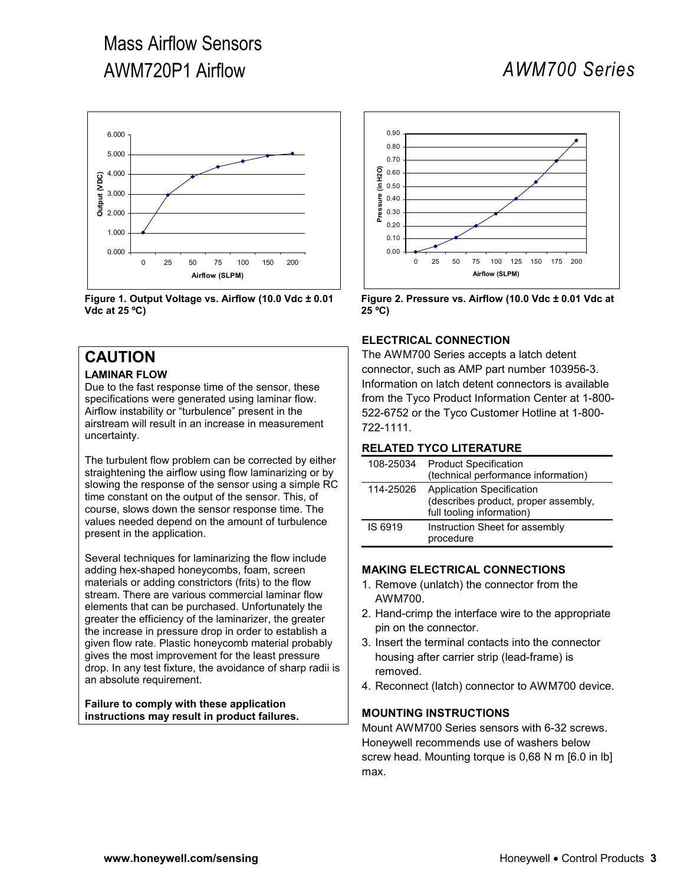# Mass Airflow Sensors
# AWM720P1 Airflow

*AWM700 Series*

Figure 1. Output Voltage vs. Airflow (10.0 Vdc ± 0.01 Vdc at 25 ºC)

Figure 2. Pressure vs. Airflow (10.0 Vdc ± 0.01 Vdc at 25 ºC)

## CAUTION

**LAMINAR FLOW**

Due to the fast response time of the sensor, these specifications were generated using laminar flow. Airflow instability or "turbulence" present in the airstream will result in an increase in measurement uncertainty.

The turbulent flow problem can be corrected by either straightening the airflow using flow laminarizing or by slowing the response of the sensor using a simple RC time constant on the output of the sensor. This, of course, slows down the sensor response time. The values needed depend on the amount of turbulence present in the application.

Several techniques for laminarizing the flow include adding hex-shaped honeycombs, foam, screen materials or adding constrictors (frits) to the flow stream. There are various commercial laminar flow elements that can be purchased. Unfortunately the greater the efficiency of the laminarizer, the greater the increase in pressure drop in order to establish a given flow rate. Plastic honeycomb material probably gives the most improvement for the least pressure drop. In any test fixture, the avoidance of sharp radii is an absolute requirement.

**Failure to comply with these application instructions may result in product failures.**

### ELECTRICAL CONNECTION

The AWM700 Series accepts a latch detent connector, such as AMP part number 103956-3. Information on latch detent connectors is available from the Tyco Product Information Center at 1-800-522-6752 or the Tyco Customer Hotline at 1-800-722-1111.

### RELATED TYCO LITERATURE

| | |
|---|---|
| 108-25034 | Product Specification (technical performance information) |
| 114-25026 | Application Specification (describes product, proper assembly, full tooling information) |
| IS 6919 | Instruction Sheet for assembly procedure |

### MAKING ELECTRICAL CONNECTIONS

1. Remove (unlatch) the connector from the AWM700.
2. Hand-crimp the interface wire to the appropriate pin on the connector.
3. Insert the terminal contacts into the connector housing after carrier strip (lead-frame) is removed.
4. Reconnect (latch) connector to AWM700 device.

### MOUNTING INSTRUCTIONS

Mount AWM700 Series sensors with 6-32 screws. Honeywell recommends use of washers below screw head. Mounting torque is 0,68 N m [6.0 in lb] max.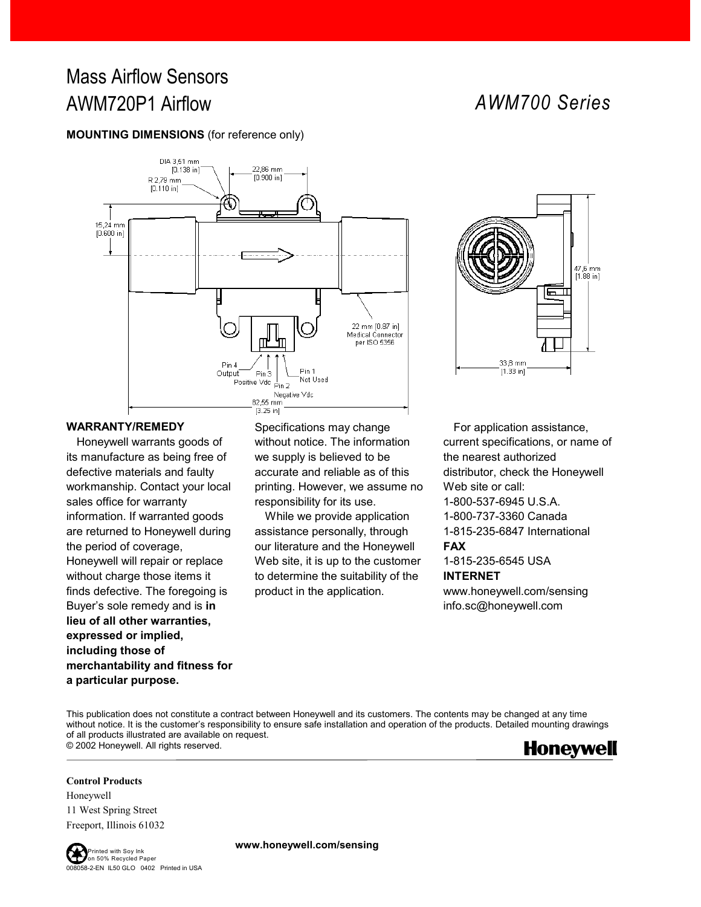# Mass Airflow Sensors
# AWM720P1 Airflow

*AWM700 Series*

**MOUNTING DIMENSIONS** (for reference only)

DIA 3,51 mm
[0.138 in]
R 2,79 mm
[0.110 in]
22,86 mm
[0.900 in]
15,24 mm
[0.600 in]
22 mm [0.87 in]
Medical Connector
per ISO 5356
Pin 4
Output
Pin 3
Positive Vdc
Pin 2
Negative Vdc
Pin 1
Not Used
82,55 mm
[3.25 in]
47,6 mm
[1.88 in]
33,8 mm
[1.33 in]

**WARRANTY/REMEDY**

Honeywell warrants goods of its manufacture as being free of defective materials and faulty workmanship. Contact your local sales office for warranty information. If warranted goods are returned to Honeywell during the period of coverage, Honeywell will repair or replace without charge those items it finds defective. The foregoing is Buyer's sole remedy and is **in lieu of all other warranties, expressed or implied, including those of merchantability and fitness for a particular purpose.**

Specifications may change without notice. The information we supply is believed to be accurate and reliable as of this printing. However, we assume no responsibility for its use.

While we provide application assistance personally, through our literature and the Honeywell Web site, it is up to the customer to determine the suitability of the product in the application.

For application assistance, current specifications, or name of the nearest authorized distributor, check the Honeywell Web site or call:
1-800-537-6945 U.S.A.
1-800-737-3360 Canada
1-815-235-6847 International
**FAX**
1-815-235-6545 USA
**INTERNET**
www.honeywell.com/sensing
info.sc@honeywell.com

This publication does not constitute a contract between Honeywell and its customers. The contents may be changed at any time without notice. It is the customer's responsibility to ensure safe installation and operation of the products. Detailed mounting drawings of all products illustrated are available on request.
© 2002 Honeywell. All rights reserved.

**Honeywell**

**Control Products**
Honeywell
11 West Spring Street
Freeport, Illinois 61032

Printed with Soy Ink
on 50% Recycled Paper
008058-2-EN IL50 GLO 0402 Printed in USA

**www.honeywell.com/sensing**